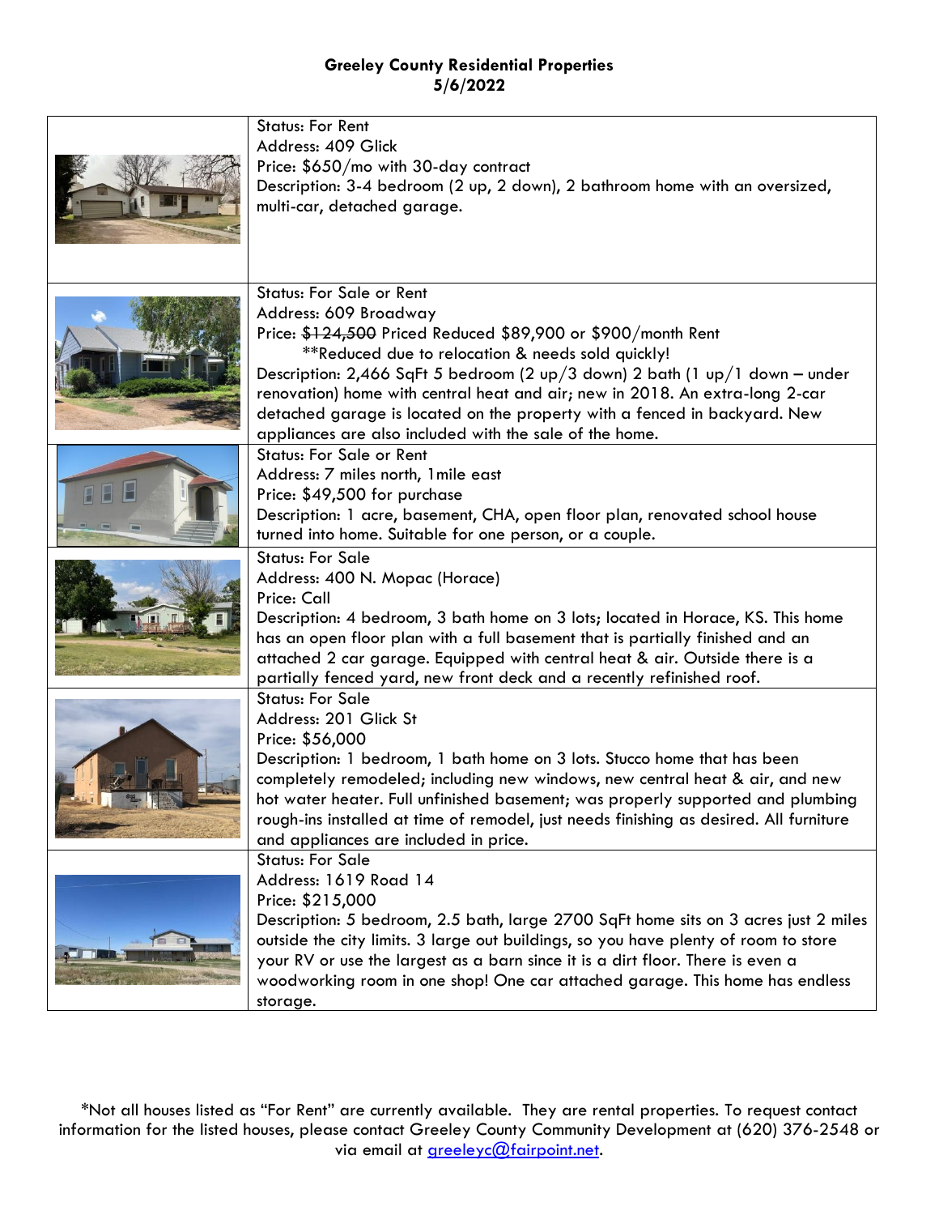**Greeley County Residential Properties**
**5/6/2022**

| | |
|---|---|
| | Status: For Rent<br>Address: 409 Glick<br>Price: $650/mo with 30-day contract<br>Description: 3-4 bedroom (2 up, 2 down), 2 bathroom home with an oversized, multi-car, detached garage. |
| | Status: For Sale or Rent<br>Address: 609 Broadway<br>Price: ~~$124,500~~ Priced Reduced $89,900 or $900/month Rent<br>**Reduced due to relocation & needs sold quickly!<br>Description: 2,466 SqFt 5 bedroom (2 up/3 down) 2 bath (1 up/1 down – under renovation) home with central heat and air; new in 2018. An extra-long 2-car detached garage is located on the property with a fenced in backyard. New appliances are also included with the sale of the home. |
| | Status: For Sale or Rent<br>Address: 7 miles north, 1mile east<br>Price: $49,500 for purchase<br>Description: 1 acre, basement, CHA, open floor plan, renovated school house turned into home. Suitable for one person, or a couple. |
| | Status: For Sale<br>Address: 400 N. Mopac (Horace)<br>Price: Call<br>Description: 4 bedroom, 3 bath home on 3 lots; located in Horace, KS. This home has an open floor plan with a full basement that is partially finished and an attached 2 car garage. Equipped with central heat & air. Outside there is a partially fenced yard, new front deck and a recently refinished roof. |
| | Status: For Sale<br>Address: 201 Glick St<br>Price: $56,000<br>Description: 1 bedroom, 1 bath home on 3 lots. Stucco home that has been completely remodeled; including new windows, new central heat & air, and new hot water heater. Full unfinished basement; was properly supported and plumbing rough-ins installed at time of remodel, just needs finishing as desired. All furniture and appliances are included in price. |
| | Status: For Sale<br>Address: 1619 Road 14<br>Price: $215,000<br>Description: 5 bedroom, 2.5 bath, large 2700 SqFt home sits on 3 acres just 2 miles outside the city limits. 3 large out buildings, so you have plenty of room to store your RV or use the largest as a barn since it is a dirt floor. There is even a woodworking room in one shop! One car attached garage. This home has endless storage. |

*Not all houses listed as "For Rent" are currently available. They are rental properties. To request contact information for the listed houses, please contact Greeley County Community Development at (620) 376-2548 or via email at greeleyc@fairpoint.net.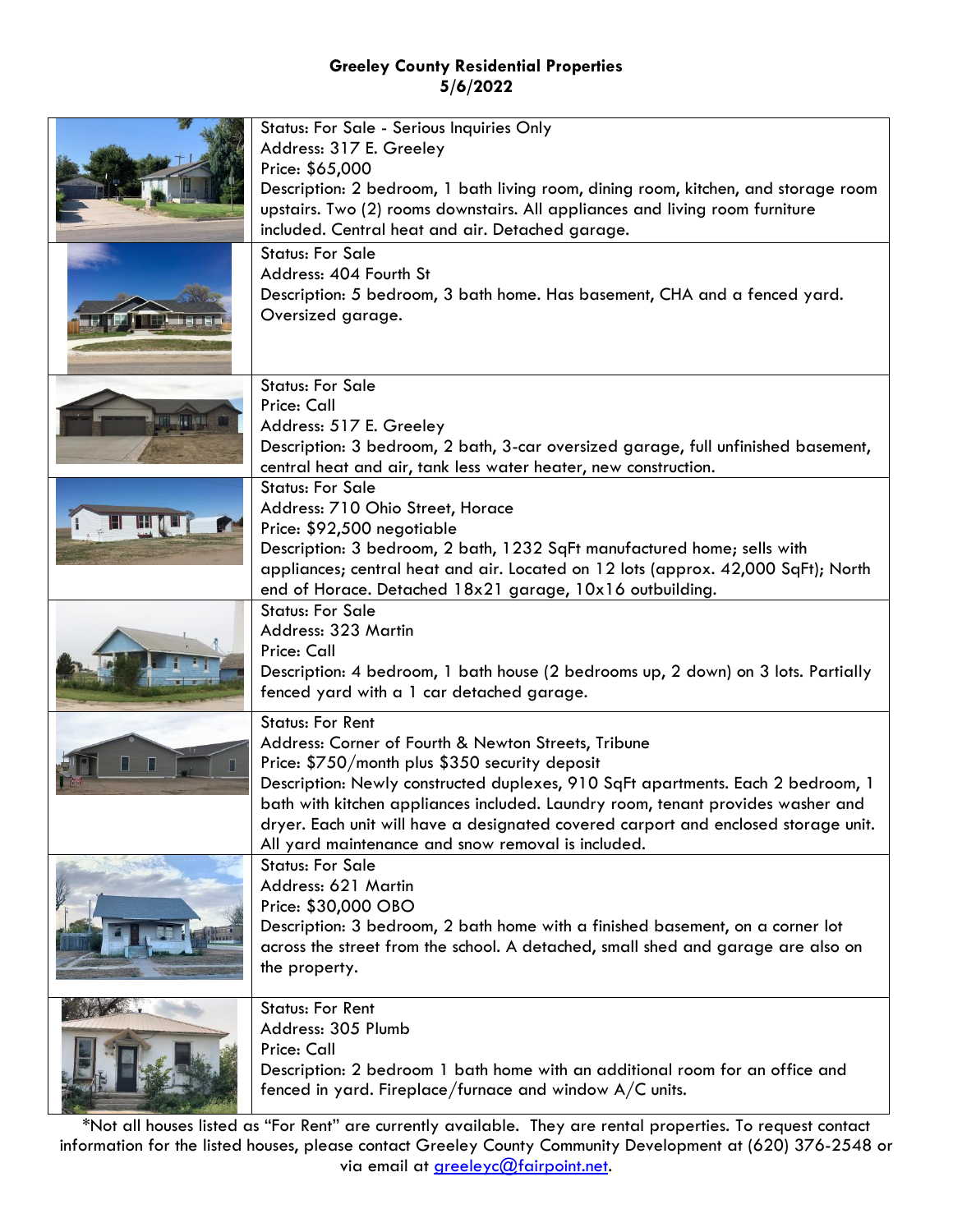**Greeley County Residential Properties**
**5/6/2022**

| | |
|---|---|
| | Status: For Sale - Serious Inquiries Only<br>Address: 317 E. Greeley<br>Price: $65,000<br>Description: 2 bedroom, 1 bath living room, dining room, kitchen, and storage room upstairs. Two (2) rooms downstairs. All appliances and living room furniture included. Central heat and air. Detached garage. |
| | Status: For Sale<br>Address: 404 Fourth St<br>Description: 5 bedroom, 3 bath home. Has basement, CHA and a fenced yard. Oversized garage. |
| | Status: For Sale<br>Price: Call<br>Address: 517 E. Greeley<br>Description: 3 bedroom, 2 bath, 3-car oversized garage, full unfinished basement, central heat and air, tank less water heater, new construction. |
| | Status: For Sale<br>Address: 710 Ohio Street, Horace<br>Price: $92,500 negotiable<br>Description: 3 bedroom, 2 bath, 1232 SqFt manufactured home; sells with appliances; central heat and air. Located on 12 lots (approx. 42,000 SqFt); North end of Horace. Detached 18x21 garage, 10x16 outbuilding. |
| | Status: For Sale<br>Address: 323 Martin<br>Price: Call<br>Description: 4 bedroom, 1 bath house (2 bedrooms up, 2 down) on 3 lots. Partially fenced yard with a 1 car detached garage. |
| | Status: For Rent<br>Address: Corner of Fourth & Newton Streets, Tribune<br>Price: $750/month plus $350 security deposit<br>Description: Newly constructed duplexes, 910 SqFt apartments. Each 2 bedroom, 1 bath with kitchen appliances included. Laundry room, tenant provides washer and dryer. Each unit will have a designated covered carport and enclosed storage unit. All yard maintenance and snow removal is included. |
| | Status: For Sale<br>Address: 621 Martin<br>Price: $30,000 OBO<br>Description: 3 bedroom, 2 bath home with a finished basement, on a corner lot across the street from the school. A detached, small shed and garage are also on the property. |
| | Status: For Rent<br>Address: 305 Plumb<br>Price: Call<br>Description: 2 bedroom 1 bath home with an additional room for an office and fenced in yard. Fireplace/furnace and window A/C units. |

*Not all houses listed as "For Rent" are currently available. They are rental properties. To request contact information for the listed houses, please contact Greeley County Community Development at (620) 376-2548 or via email at greeleyc@fairpoint.net.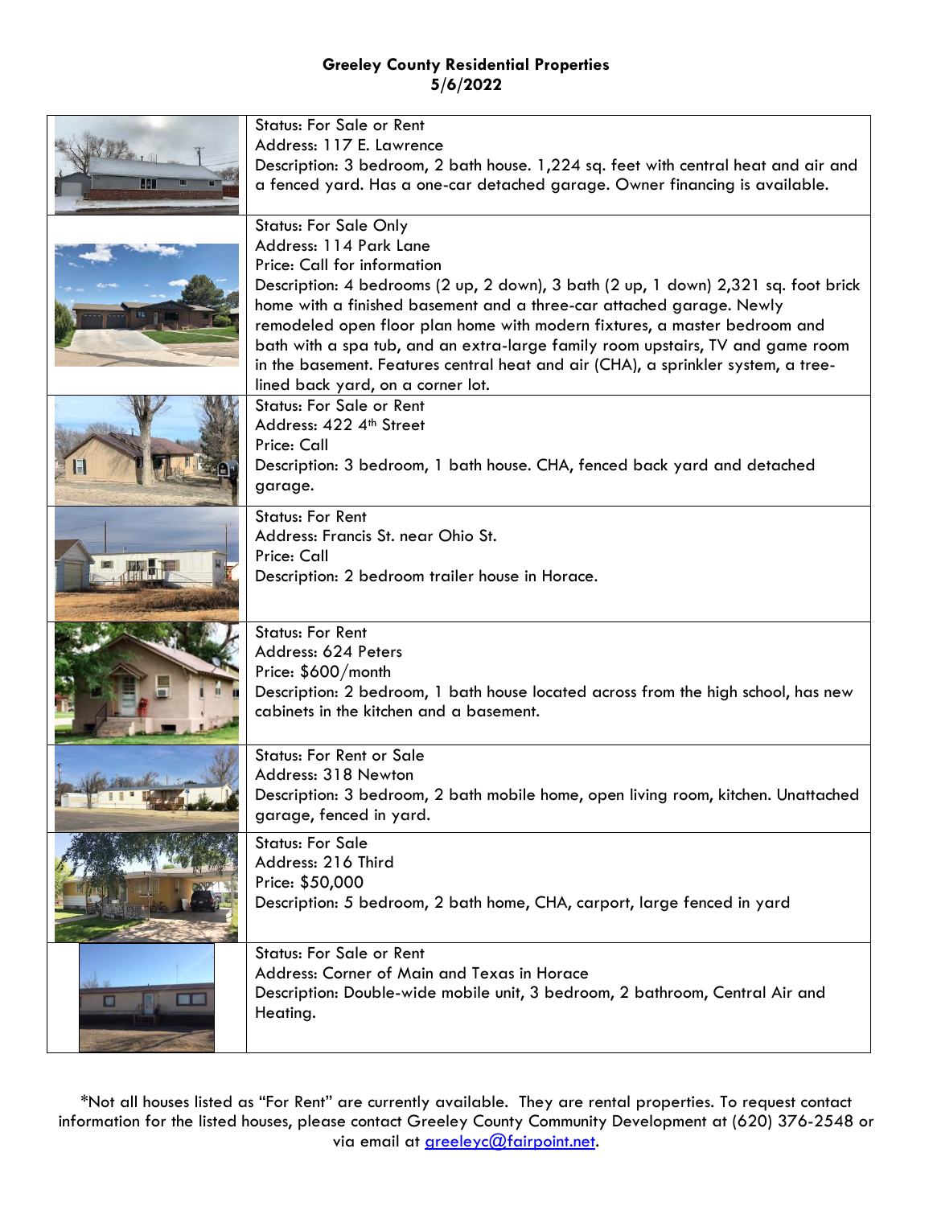**Greeley County Residential Properties**
**5/6/2022**

| | |
|---|---|
| | Status: For Sale or Rent<br>Address: 117 E. Lawrence<br>Description: 3 bedroom, 2 bath house. 1,224 sq. feet with central heat and air and a fenced yard. Has a one-car detached garage. Owner financing is available. |
| | Status: For Sale Only<br>Address: 114 Park Lane<br>Price: Call for information<br>Description: 4 bedrooms (2 up, 2 down), 3 bath (2 up, 1 down) 2,321 sq. foot brick home with a finished basement and a three-car attached garage. Newly remodeled open floor plan home with modern fixtures, a master bedroom and bath with a spa tub, and an extra-large family room upstairs, TV and game room in the basement. Features central heat and air (CHA), a sprinkler system, a tree-lined back yard, on a corner lot. |
| | Status: For Sale or Rent<br>Address: 422 4th Street<br>Price: Call<br>Description: 3 bedroom, 1 bath house. CHA, fenced back yard and detached garage. |
| | Status: For Rent<br>Address: Francis St. near Ohio St.<br>Price: Call<br>Description: 2 bedroom trailer house in Horace. |
| | Status: For Rent<br>Address: 624 Peters<br>Price: $600/month<br>Description: 2 bedroom, 1 bath house located across from the high school, has new cabinets in the kitchen and a basement. |
| | Status: For Rent or Sale<br>Address: 318 Newton<br>Description: 3 bedroom, 2 bath mobile home, open living room, kitchen. Unattached garage, fenced in yard. |
| | Status: For Sale<br>Address: 216 Third<br>Price: $50,000<br>Description: 5 bedroom, 2 bath home, CHA, carport, large fenced in yard |
| | Status: For Sale or Rent<br>Address: Corner of Main and Texas in Horace<br>Description: Double-wide mobile unit, 3 bedroom, 2 bathroom, Central Air and Heating. |

*Not all houses listed as "For Rent" are currently available. They are rental properties. To request contact information for the listed houses, please contact Greeley County Community Development at (620) 376-2548 or via email at greeleyc@fairpoint.net.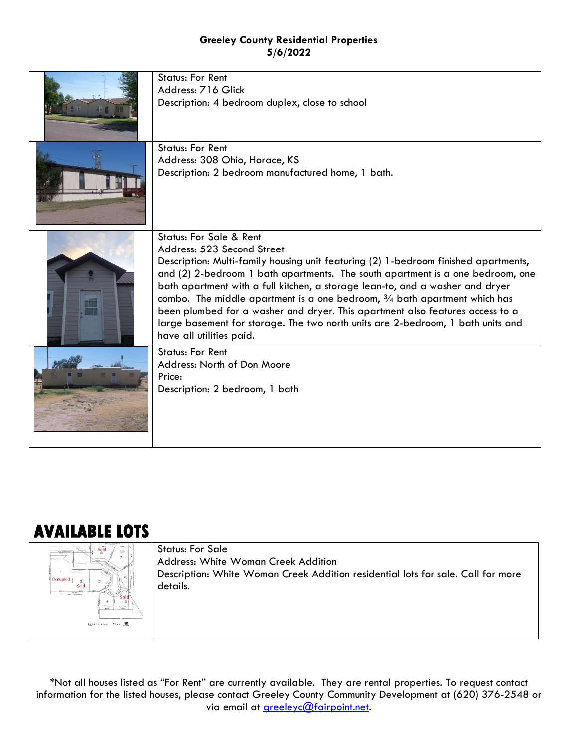**Greeley County Residential Properties**
**5/6/2022**

| | |
|---|---|
| | Status: For Rent<br>Address: 716 Glick<br>Description: 4 bedroom duplex, close to school |
| | Status: For Rent<br>Address: 308 Ohio, Horace, KS<br>Description: 2 bedroom manufactured home, 1 bath. |
| | Status: For Sale & Rent<br>Address: 523 Second Street<br>Description: Multi-family housing unit featuring (2) 1-bedroom finished apartments, and (2) 2-bedroom 1 bath apartments. The south apartment is a one bedroom, one bath apartment with a full kitchen, a storage lean-to, and a washer and dryer combo. The middle apartment is a one bedroom, ¾ bath apartment which has been plumbed for a washer and dryer. This apartment also features access to a large basement for storage. The two north units are 2-bedroom, 1 bath units and have all utilities paid. |
| | Status: For Rent<br>Address: North of Don Moore<br>Price:<br>Description: 2 bedroom, 1 bath |

# AVAILABLE LOTS

| | |
|---|---|
| | Status: For Sale<br>Address: White Woman Creek Addition<br>Description: White Woman Creek Addition residential lots for sale. Call for more details. |

*Not all houses listed as "For Rent" are currently available. They are rental properties. To request contact information for the listed houses, please contact Greeley County Community Development at (620) 376-2548 or via email at greeleyc@fairpoint.net.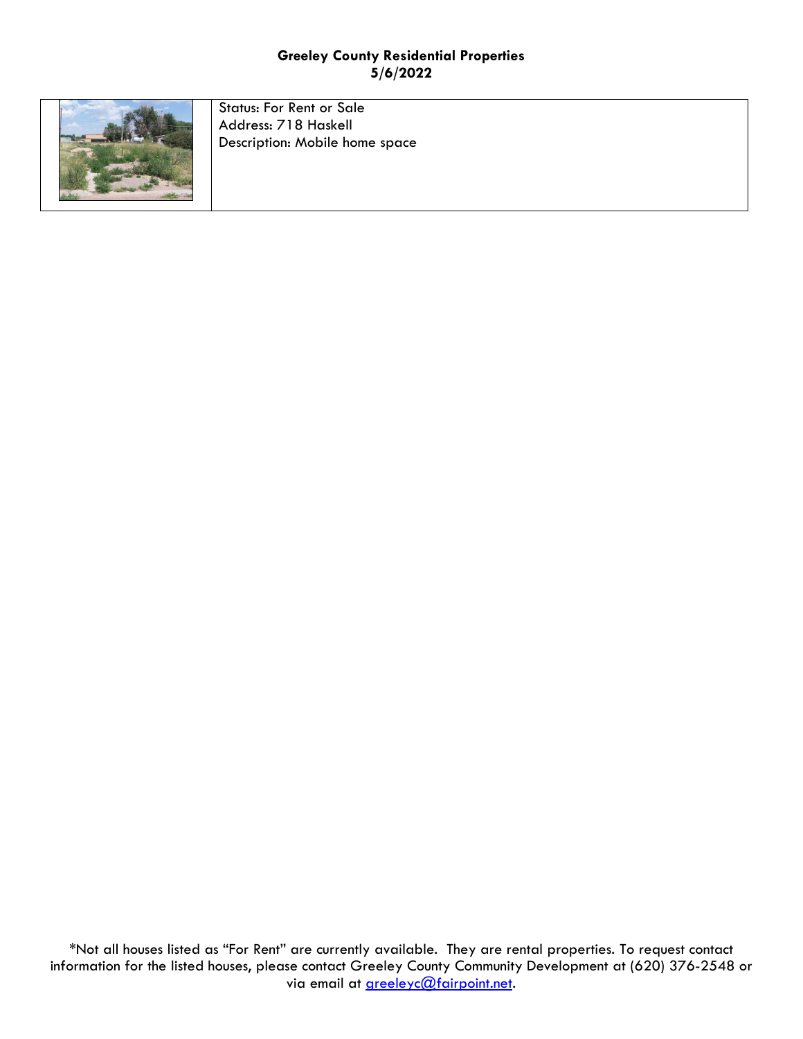**Greeley County Residential Properties**
**5/6/2022**

| | |
|---|---|
| | Status: For Rent or Sale<br>Address: 718 Haskell<br>Description: Mobile home space |

*Not all houses listed as "For Rent" are currently available. They are rental properties. To request contact information for the listed houses, please contact Greeley County Community Development at (620) 376-2548 or via email at greeleyc@fairpoint.net.